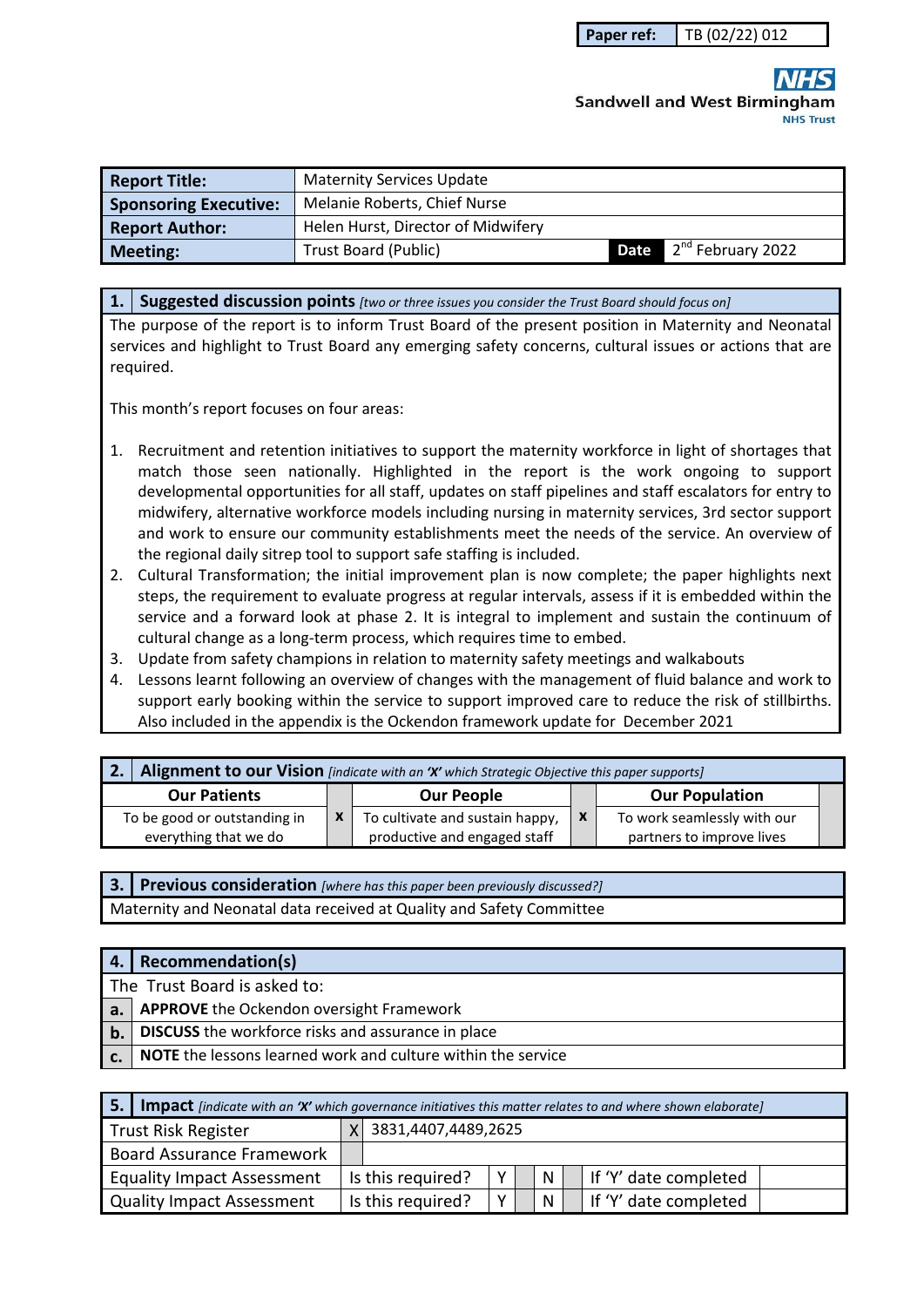| Paper ref: | TB (02/22) 012 |
|---|---|

Sandwell and West Birmingham NHS Trust

| Report Title: | Maternity Services Update | | |
|---|---|---|---|
| Sponsoring Executive: | Melanie Roberts, Chief Nurse | | |
| Report Author: | Helen Hurst, Director of Midwifery | | |
| Meeting: | Trust Board (Public) | Date | 2nd February 2022 |

## 1. Suggested discussion points *[two or three issues you consider the Trust Board should focus on]*

The purpose of the report is to inform Trust Board of the present position in Maternity and Neonatal services and highlight to Trust Board any emerging safety concerns, cultural issues or actions that are required.

This month's report focuses on four areas:

1. Recruitment and retention initiatives to support the maternity workforce in light of shortages that match those seen nationally. Highlighted in the report is the work ongoing to support developmental opportunities for all staff, updates on staff pipelines and staff escalators for entry to midwifery, alternative workforce models including nursing in maternity services, 3rd sector support and work to ensure our community establishments meet the needs of the service. An overview of the regional daily sitrep tool to support safe staffing is included.
2. Cultural Transformation; the initial improvement plan is now complete; the paper highlights next steps, the requirement to evaluate progress at regular intervals, assess if it is embedded within the service and a forward look at phase 2. It is integral to implement and sustain the continuum of cultural change as a long-term process, which requires time to embed.
3. Update from safety champions in relation to maternity safety meetings and walkabouts
4. Lessons learnt following an overview of changes with the management of fluid balance and work to support early booking within the service to support improved care to reduce the risk of stillbirths. Also included in the appendix is the Ockendon framework update for December 2021

## 2. Alignment to our Vision *[indicate with an 'X' which Strategic Objective this paper supports]*

| Our Patients | | Our People | | Our Population | |
|---|---|---|---|---|---|
| To be good or outstanding in everything that we do | x | To cultivate and sustain happy, productive and engaged staff | x | To work seamlessly with our partners to improve lives | |

## 3. Previous consideration *[where has this paper been previously discussed?]*

Maternity and Neonatal data received at Quality and Safety Committee

## 4. Recommendation(s)

The Trust Board is asked to:

| | |
|---|---|
| a. | **APPROVE** the Ockendon oversight Framework |
| b. | **DISCUSS** the workforce risks and assurance in place |
| c. | **NOTE** the lessons learned work and culture within the service |

## 5. Impact *[indicate with an 'X' which governance initiatives this matter relates to and where shown elaborate]*

| | | | | | | | | |
|---|---|---|---|---|---|---|---|---|
| Trust Risk Register | X | 3831,4407,4489,2625 | | | | | | |
| Board Assurance Framework | | | | | | | | |
| Equality Impact Assessment | | Is this required? | Y | | N | | If 'Y' date completed | |
| Quality Impact Assessment | | Is this required? | Y | | N | | If 'Y' date completed | |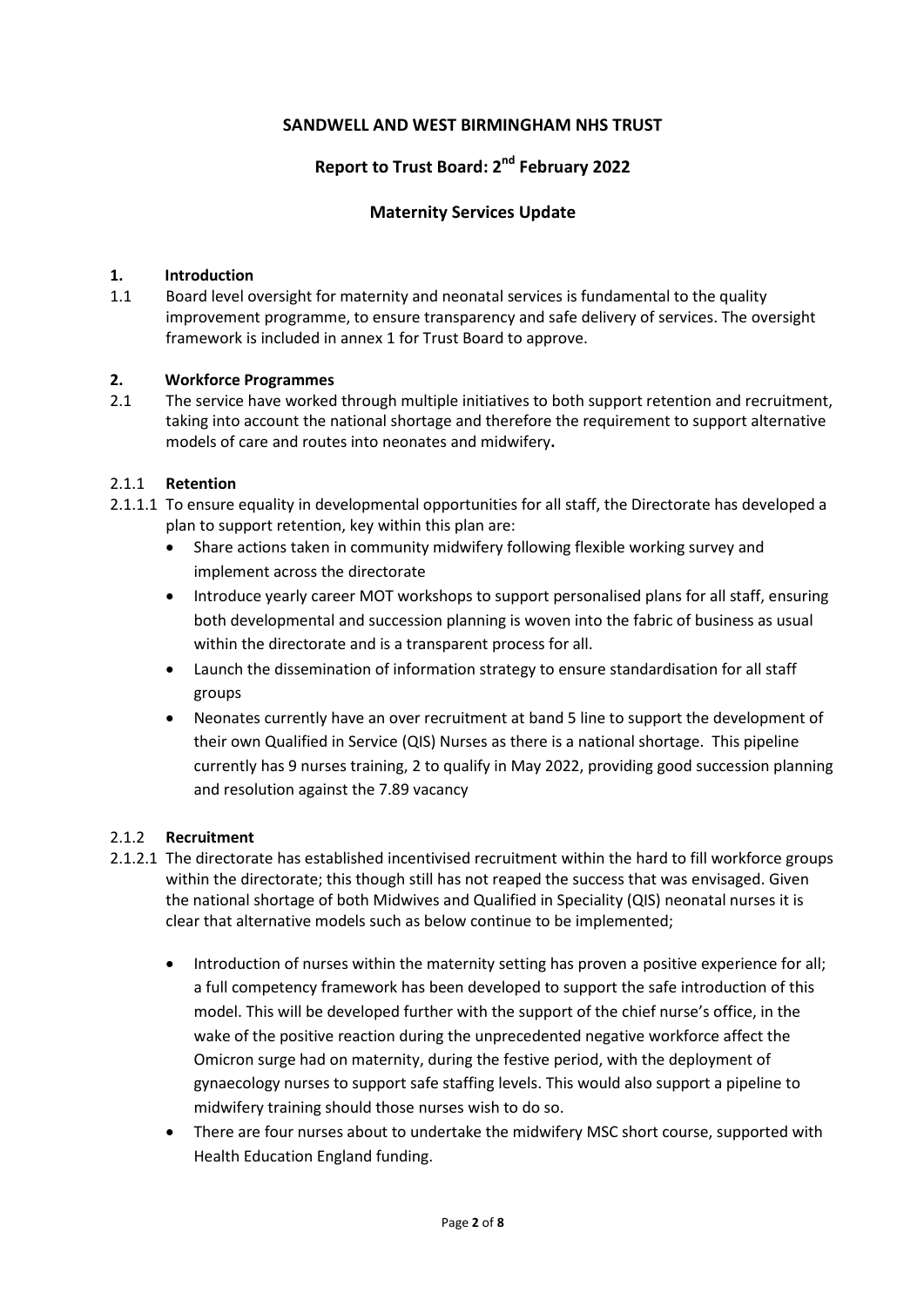**SANDWELL AND WEST BIRMINGHAM NHS TRUST**

**Report to Trust Board: 2nd February 2022**

**Maternity Services Update**

**1. Introduction**

1.1 Board level oversight for maternity and neonatal services is fundamental to the quality improvement programme, to ensure transparency and safe delivery of services. The oversight framework is included in annex 1 for Trust Board to approve.

**2. Workforce Programmes**

2.1 The service have worked through multiple initiatives to both support retention and recruitment, taking into account the national shortage and therefore the requirement to support alternative models of care and routes into neonates and midwifery**.**

2.1.1 **Retention**

2.1.1.1 To ensure equality in developmental opportunities for all staff, the Directorate has developed a plan to support retention, key within this plan are:

- Share actions taken in community midwifery following flexible working survey and implement across the directorate
- Introduce yearly career MOT workshops to support personalised plans for all staff, ensuring both developmental and succession planning is woven into the fabric of business as usual within the directorate and is a transparent process for all.
- Launch the dissemination of information strategy to ensure standardisation for all staff groups
- Neonates currently have an over recruitment at band 5 line to support the development of their own Qualified in Service (QIS) Nurses as there is a national shortage. This pipeline currently has 9 nurses training, 2 to qualify in May 2022, providing good succession planning and resolution against the 7.89 vacancy

2.1.2 **Recruitment**

2.1.2.1 The directorate has established incentivised recruitment within the hard to fill workforce groups within the directorate; this though still has not reaped the success that was envisaged. Given the national shortage of both Midwives and Qualified in Speciality (QIS) neonatal nurses it is clear that alternative models such as below continue to be implemented;

- Introduction of nurses within the maternity setting has proven a positive experience for all; a full competency framework has been developed to support the safe introduction of this model. This will be developed further with the support of the chief nurse's office, in the wake of the positive reaction during the unprecedented negative workforce affect the Omicron surge had on maternity, during the festive period, with the deployment of gynaecology nurses to support safe staffing levels. This would also support a pipeline to midwifery training should those nurses wish to do so.
- There are four nurses about to undertake the midwifery MSC short course, supported with Health Education England funding.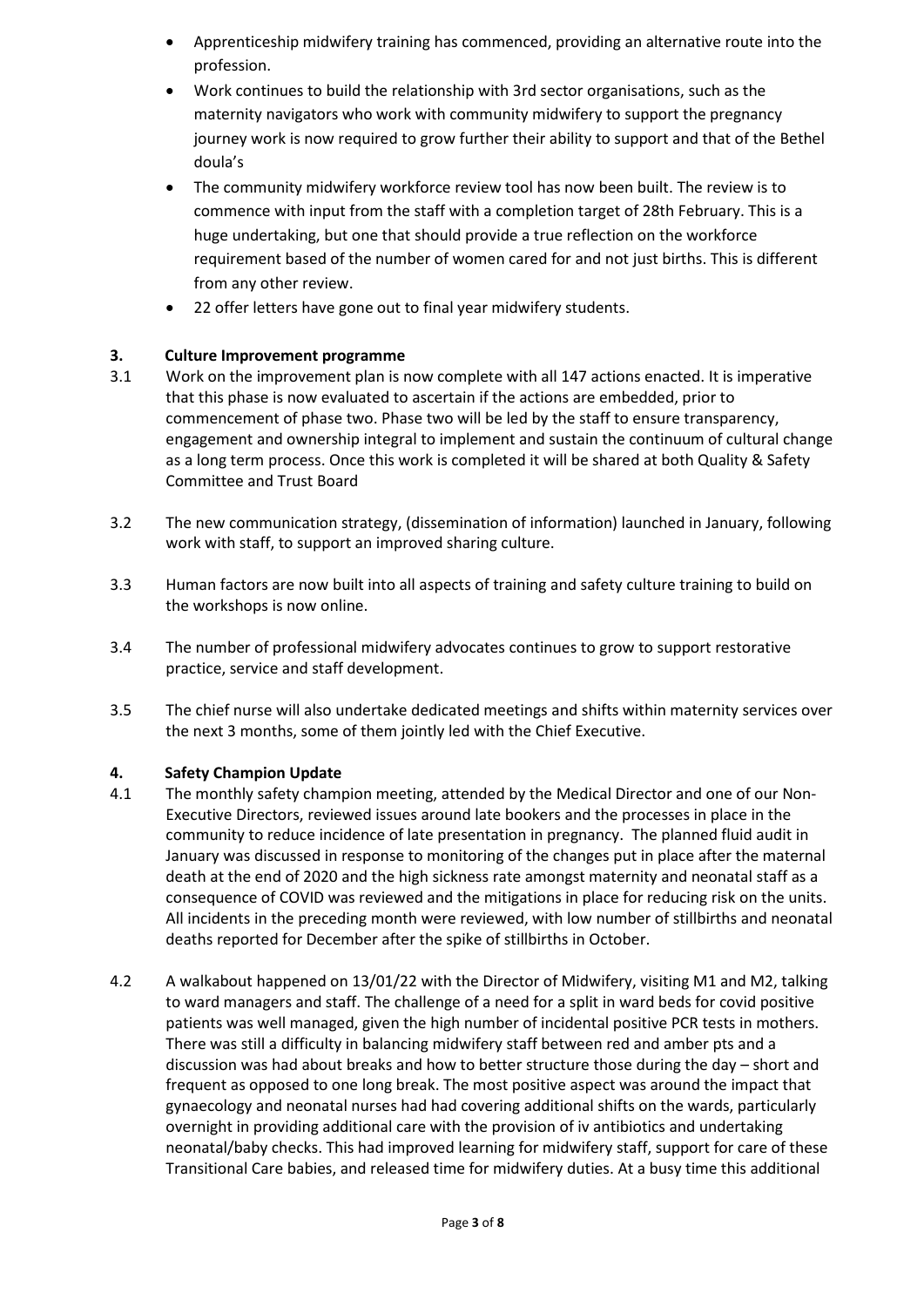- Apprenticeship midwifery training has commenced, providing an alternative route into the profession.
- Work continues to build the relationship with 3rd sector organisations, such as the maternity navigators who work with community midwifery to support the pregnancy journey work is now required to grow further their ability to support and that of the Bethel doula's
- The community midwifery workforce review tool has now been built. The review is to commence with input from the staff with a completion target of 28th February. This is a huge undertaking, but one that should provide a true reflection on the workforce requirement based of the number of women cared for and not just births. This is different from any other review.
- 22 offer letters have gone out to final year midwifery students.

## 3. Culture Improvement programme

3.1 Work on the improvement plan is now complete with all 147 actions enacted. It is imperative that this phase is now evaluated to ascertain if the actions are embedded, prior to commencement of phase two. Phase two will be led by the staff to ensure transparency, engagement and ownership integral to implement and sustain the continuum of cultural change as a long term process. Once this work is completed it will be shared at both Quality & Safety Committee and Trust Board

3.2 The new communication strategy, (dissemination of information) launched in January, following work with staff, to support an improved sharing culture.

3.3 Human factors are now built into all aspects of training and safety culture training to build on the workshops is now online.

3.4 The number of professional midwifery advocates continues to grow to support restorative practice, service and staff development.

3.5 The chief nurse will also undertake dedicated meetings and shifts within maternity services over the next 3 months, some of them jointly led with the Chief Executive.

## 4. Safety Champion Update

4.1 The monthly safety champion meeting, attended by the Medical Director and one of our Non-Executive Directors, reviewed issues around late bookers and the processes in place in the community to reduce incidence of late presentation in pregnancy. The planned fluid audit in January was discussed in response to monitoring of the changes put in place after the maternal death at the end of 2020 and the high sickness rate amongst maternity and neonatal staff as a consequence of COVID was reviewed and the mitigations in place for reducing risk on the units. All incidents in the preceding month were reviewed, with low number of stillbirths and neonatal deaths reported for December after the spike of stillbirths in October.

4.2 A walkabout happened on 13/01/22 with the Director of Midwifery, visiting M1 and M2, talking to ward managers and staff. The challenge of a need for a split in ward beds for covid positive patients was well managed, given the high number of incidental positive PCR tests in mothers. There was still a difficulty in balancing midwifery staff between red and amber pts and a discussion was had about breaks and how to better structure those during the day – short and frequent as opposed to one long break. The most positive aspect was around the impact that gynaecology and neonatal nurses had had covering additional shifts on the wards, particularly overnight in providing additional care with the provision of iv antibiotics and undertaking neonatal/baby checks. This had improved learning for midwifery staff, support for care of these Transitional Care babies, and released time for midwifery duties. At a busy time this additional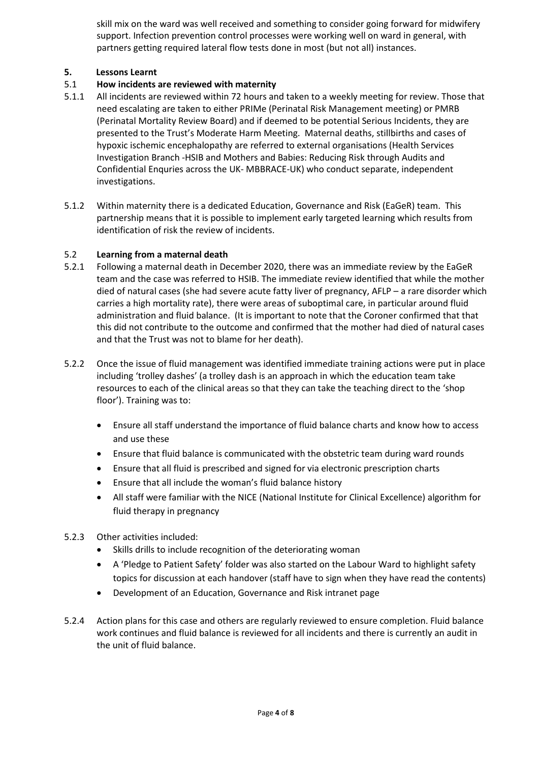skill mix on the ward was well received and something to consider going forward for midwifery support. Infection prevention control processes were working well on ward in general, with partners getting required lateral flow tests done in most (but not all) instances.

## 5. Lessons Learnt

### 5.1 How incidents are reviewed with maternity

5.1.1 All incidents are reviewed within 72 hours and taken to a weekly meeting for review. Those that need escalating are taken to either PRIMe (Perinatal Risk Management meeting) or PMRB (Perinatal Mortality Review Board) and if deemed to be potential Serious Incidents, they are presented to the Trust's Moderate Harm Meeting. Maternal deaths, stillbirths and cases of hypoxic ischemic encephalopathy are referred to external organisations (Health Services Investigation Branch -HSIB and Mothers and Babies: Reducing Risk through Audits and Confidential Enquries across the UK- MBBRACE-UK) who conduct separate, independent investigations.

5.1.2 Within maternity there is a dedicated Education, Governance and Risk (EaGeR) team. This partnership means that it is possible to implement early targeted learning which results from identification of risk the review of incidents.

### 5.2 Learning from a maternal death

5.2.1 Following a maternal death in December 2020, there was an immediate review by the EaGeR team and the case was referred to HSIB. The immediate review identified that while the mother died of natural cases (she had severe acute fatty liver of pregnancy, AFLP – a rare disorder which carries a high mortality rate), there were areas of suboptimal care, in particular around fluid administration and fluid balance. (It is important to note that the Coroner confirmed that that this did not contribute to the outcome and confirmed that the mother had died of natural cases and that the Trust was not to blame for her death).

5.2.2 Once the issue of fluid management was identified immediate training actions were put in place including 'trolley dashes' (a trolley dash is an approach in which the education team take resources to each of the clinical areas so that they can take the teaching direct to the 'shop floor'). Training was to:

- Ensure all staff understand the importance of fluid balance charts and know how to access and use these
- Ensure that fluid balance is communicated with the obstetric team during ward rounds
- Ensure that all fluid is prescribed and signed for via electronic prescription charts
- Ensure that all include the woman's fluid balance history
- All staff were familiar with the NICE (National Institute for Clinical Excellence) algorithm for fluid therapy in pregnancy

5.2.3 Other activities included:

- Skills drills to include recognition of the deteriorating woman
- A 'Pledge to Patient Safety' folder was also started on the Labour Ward to highlight safety topics for discussion at each handover (staff have to sign when they have read the contents)
- Development of an Education, Governance and Risk intranet page

5.2.4 Action plans for this case and others are regularly reviewed to ensure completion. Fluid balance work continues and fluid balance is reviewed for all incidents and there is currently an audit in the unit of fluid balance.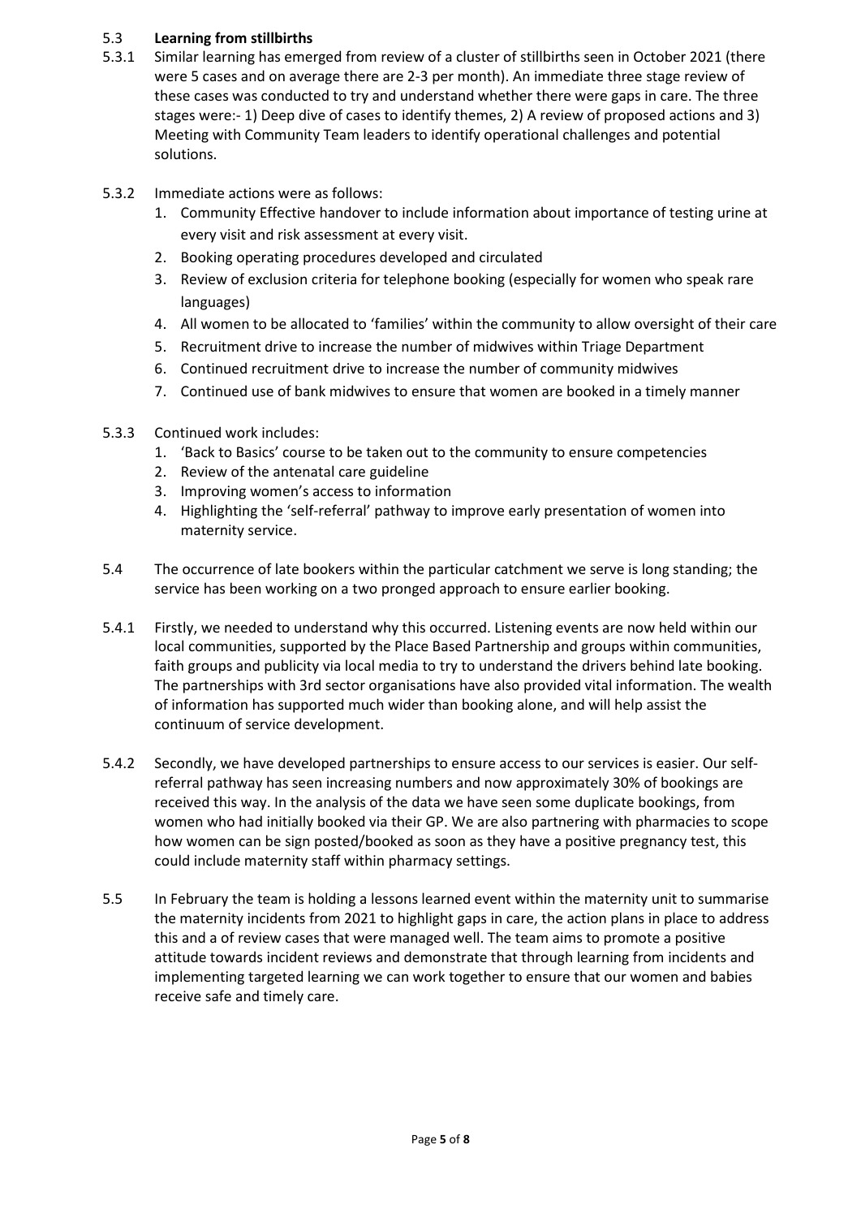### 5.3 **Learning from stillbirths**

5.3.1 Similar learning has emerged from review of a cluster of stillbirths seen in October 2021 (there were 5 cases and on average there are 2-3 per month). An immediate three stage review of these cases was conducted to try and understand whether there were gaps in care. The three stages were:- 1) Deep dive of cases to identify themes, 2) A review of proposed actions and 3) Meeting with Community Team leaders to identify operational challenges and potential solutions.

5.3.2 Immediate actions were as follows:

1. Community Effective handover to include information about importance of testing urine at every visit and risk assessment at every visit.
2. Booking operating procedures developed and circulated
3. Review of exclusion criteria for telephone booking (especially for women who speak rare languages)
4. All women to be allocated to 'families' within the community to allow oversight of their care
5. Recruitment drive to increase the number of midwives within Triage Department
6. Continued recruitment drive to increase the number of community midwives
7. Continued use of bank midwives to ensure that women are booked in a timely manner

5.3.3 Continued work includes:

1. 'Back to Basics' course to be taken out to the community to ensure competencies
2. Review of the antenatal care guideline
3. Improving women's access to information
4. Highlighting the 'self-referral' pathway to improve early presentation of women into maternity service.

5.4 The occurrence of late bookers within the particular catchment we serve is long standing; the service has been working on a two pronged approach to ensure earlier booking.

5.4.1 Firstly, we needed to understand why this occurred. Listening events are now held within our local communities, supported by the Place Based Partnership and groups within communities, faith groups and publicity via local media to try to understand the drivers behind late booking. The partnerships with 3rd sector organisations have also provided vital information. The wealth of information has supported much wider than booking alone, and will help assist the continuum of service development.

5.4.2 Secondly, we have developed partnerships to ensure access to our services is easier. Our self-referral pathway has seen increasing numbers and now approximately 30% of bookings are received this way. In the analysis of the data we have seen some duplicate bookings, from women who had initially booked via their GP. We are also partnering with pharmacies to scope how women can be sign posted/booked as soon as they have a positive pregnancy test, this could include maternity staff within pharmacy settings.

5.5 In February the team is holding a lessons learned event within the maternity unit to summarise the maternity incidents from 2021 to highlight gaps in care, the action plans in place to address this and a of review cases that were managed well. The team aims to promote a positive attitude towards incident reviews and demonstrate that through learning from incidents and implementing targeted learning we can work together to ensure that our women and babies receive safe and timely care.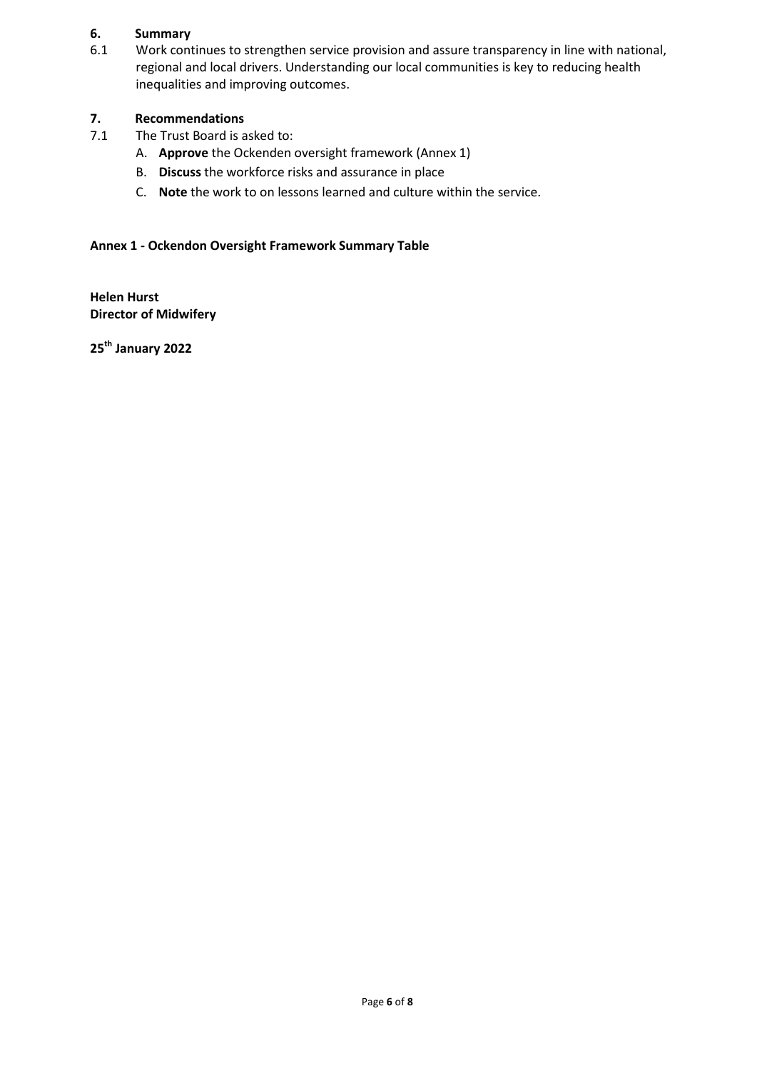## 6. Summary

6.1 Work continues to strengthen service provision and assure transparency in line with national, regional and local drivers. Understanding our local communities is key to reducing health inequalities and improving outcomes.

## 7. Recommendations

7.1 The Trust Board is asked to:

A. **Approve** the Ockenden oversight framework (Annex 1)

B. **Discuss** the workforce risks and assurance in place

C. **Note** the work to on lessons learned and culture within the service.

**Annex 1 - Ockendon Oversight Framework Summary Table**

**Helen Hurst**
**Director of Midwifery**

**25th January 2022**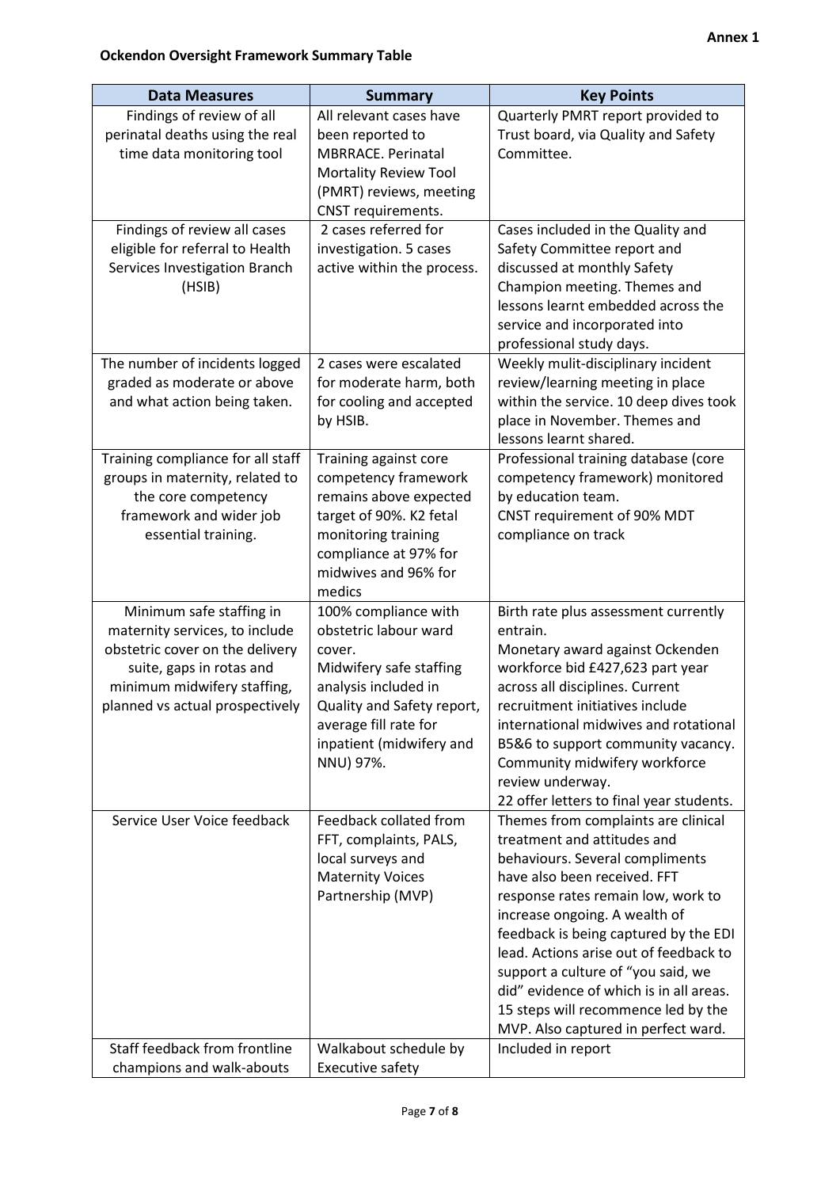**Annex 1**

**Ockendon Oversight Framework Summary Table**

| Data Measures | Summary | Key Points |
|---|---|---|
| Findings of review of all perinatal deaths using the real time data monitoring tool | All relevant cases have been reported to MBRRACE. Perinatal Mortality Review Tool (PMRT) reviews, meeting CNST requirements. | Quarterly PMRT report provided to Trust board, via Quality and Safety Committee. |
| Findings of review all cases eligible for referral to Health Services Investigation Branch (HSIB) | 2 cases referred for investigation. 5 cases active within the process. | Cases included in the Quality and Safety Committee report and discussed at monthly Safety Champion meeting. Themes and lessons learnt embedded across the service and incorporated into professional study days. |
| The number of incidents logged graded as moderate or above and what action being taken. | 2 cases were escalated for moderate harm, both for cooling and accepted by HSIB. | Weekly mulit-disciplinary incident review/learning meeting in place within the service. 10 deep dives took place in November. Themes and lessons learnt shared. |
| Training compliance for all staff groups in maternity, related to the core competency framework and wider job essential training. | Training against core competency framework remains above expected target of 90%. K2 fetal monitoring training compliance at 97% for midwives and 96% for medics | Professional training database (core competency framework) monitored by education team.<br>CNST requirement of 90% MDT compliance on track |
| Minimum safe staffing in maternity services, to include obstetric cover on the delivery suite, gaps in rotas and minimum midwifery staffing, planned vs actual prospectively | 100% compliance with obstetric labour ward cover.<br>Midwifery safe staffing analysis included in Quality and Safety report, average fill rate for inpatient (midwifery and NNU) 97%. | Birth rate plus assessment currently entrain.<br>Monetary award against Ockenden workforce bid £427,623 part year across all disciplines. Current recruitment initiatives include international midwives and rotational B5&6 to support community vacancy. Community midwifery workforce review underway.<br>22 offer letters to final year students. |
| Service User Voice feedback | Feedback collated from FFT, complaints, PALS, local surveys and Maternity Voices Partnership (MVP) | Themes from complaints are clinical treatment and attitudes and behaviours. Several compliments have also been received. FFT response rates remain low, work to increase ongoing. A wealth of feedback is being captured by the EDI lead. Actions arise out of feedback to support a culture of "you said, we did" evidence of which is in all areas. 15 steps will recommence led by the MVP. Also captured in perfect ward. |
| Staff feedback from frontline champions and walk-abouts | Walkabout schedule by Executive safety | Included in report |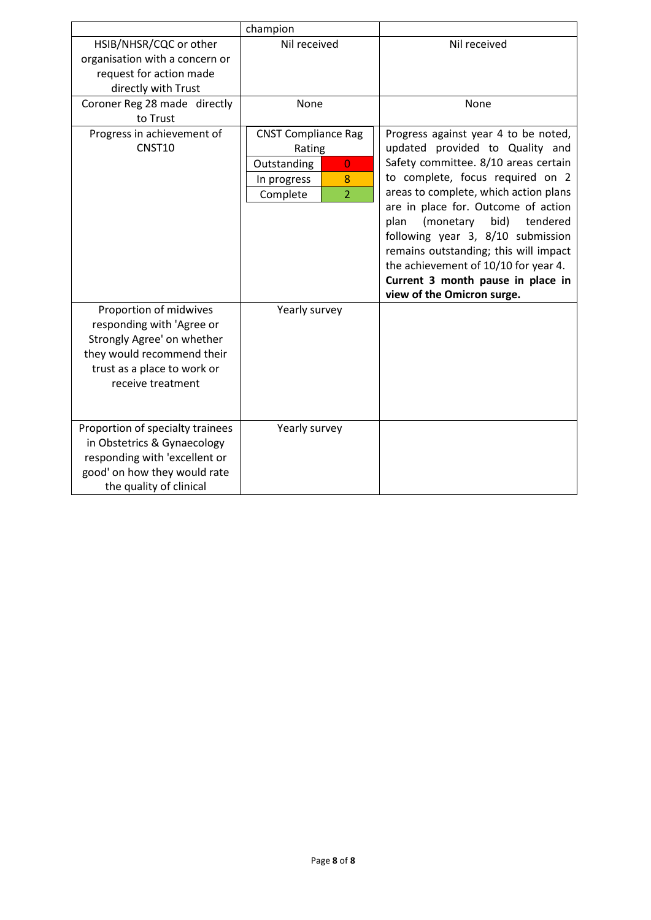| | | |
|---|---|---|
| | champion | |
| HSIB/NHSR/CQC or other organisation with a concern or request for action made directly with Trust | Nil received | Nil received |
| Coroner Reg 28 made directly to Trust | None | None |
| Progress in achievement of CNST10 | CNST Compliance Rag Rating<br>Outstanding: 0<br>In progress: 8<br>Complete: 2 | Progress against year 4 to be noted, updated provided to Quality and Safety committee. 8/10 areas certain to complete, focus required on 2 areas to complete, which action plans are in place for. Outcome of action plan (monetary bid) tendered following year 3, 8/10 submission remains outstanding; this will impact the achievement of 10/10 for year 4. **Current 3 month pause in place in view of the Omicron surge.** |
| Proportion of midwives responding with 'Agree or Strongly Agree' on whether they would recommend their trust as a place to work or receive treatment | Yearly survey | |
| Proportion of specialty trainees in Obstetrics & Gynaecology responding with 'excellent or good' on how they would rate the quality of clinical | Yearly survey | |